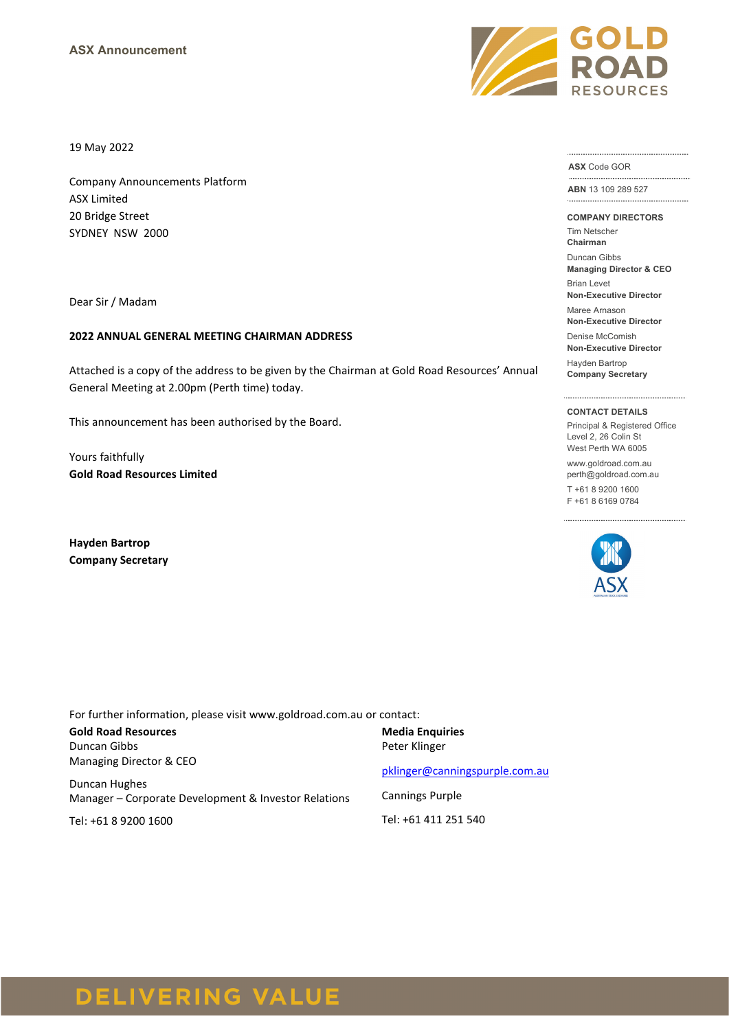ASX Announcement

GOLD ROAD RESOURCES

19 May 2022

Company Announcements Platform
ASX Limited
20 Bridge Street
SYDNEY NSW 2000

Dear Sir / Madam

**2022 ANNUAL GENERAL MEETING CHAIRMAN ADDRESS**

Attached is a copy of the address to be given by the Chairman at Gold Road Resources' Annual General Meeting at 2.00pm (Perth time) today.

This announcement has been authorised by the Board.

Yours faithfully
**Gold Road Resources Limited**

**Hayden Bartrop**
**Company Secretary**

**ASX** Code GOR

**ABN** 13 109 289 527

**COMPANY DIRECTORS**

Tim Netscher
**Chairman**

Duncan Gibbs
**Managing Director & CEO**

Brian Levet
**Non-Executive Director**

Maree Arnason
**Non-Executive Director**

Denise McComish
**Non-Executive Director**

Hayden Bartrop
**Company Secretary**

**CONTACT DETAILS**

Principal & Registered Office
Level 2, 26 Colin St
West Perth WA 6005

www.goldroad.com.au
perth@goldroad.com.au

T +61 8 9200 1600
F +61 8 6169 0784

For further information, please visit www.goldroad.com.au or contact:

**Gold Road Resources**
Duncan Gibbs
Managing Director & CEO

Duncan Hughes
Manager – Corporate Development & Investor Relations

Tel: +61 8 9200 1600

**Media Enquiries**
Peter Klinger

pklinger@canningspurple.com.au

Cannings Purple

Tel: +61 411 251 540

DELIVERING VALUE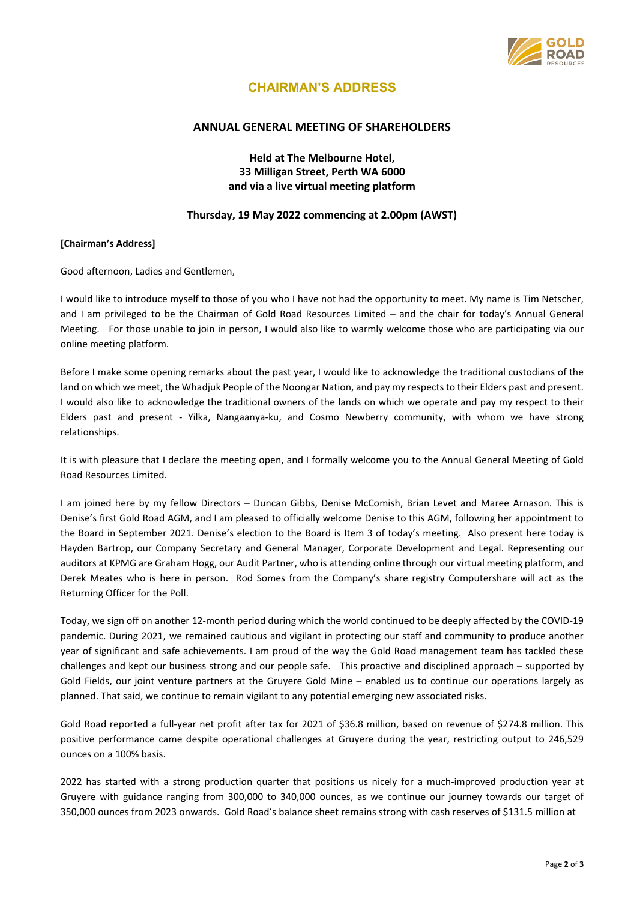## CHAIRMAN'S ADDRESS

### ANNUAL GENERAL MEETING OF SHAREHOLDERS

**Held at The Melbourne Hotel,**
**33 Milligan Street, Perth WA 6000**
**and via a live virtual meeting platform**

**Thursday, 19 May 2022 commencing at 2.00pm (AWST)**

**[Chairman's Address]**

Good afternoon, Ladies and Gentlemen,

I would like to introduce myself to those of you who I have not had the opportunity to meet. My name is Tim Netscher, and I am privileged to be the Chairman of Gold Road Resources Limited – and the chair for today's Annual General Meeting. For those unable to join in person, I would also like to warmly welcome those who are participating via our online meeting platform.

Before I make some opening remarks about the past year, I would like to acknowledge the traditional custodians of the land on which we meet, the Whadjuk People of the Noongar Nation, and pay my respects to their Elders past and present. I would also like to acknowledge the traditional owners of the lands on which we operate and pay my respect to their Elders past and present - Yilka, Nangaanya-ku, and Cosmo Newberry community, with whom we have strong relationships.

It is with pleasure that I declare the meeting open, and I formally welcome you to the Annual General Meeting of Gold Road Resources Limited.

I am joined here by my fellow Directors – Duncan Gibbs, Denise McComish, Brian Levet and Maree Arnason. This is Denise's first Gold Road AGM, and I am pleased to officially welcome Denise to this AGM, following her appointment to the Board in September 2021. Denise's election to the Board is Item 3 of today's meeting. Also present here today is Hayden Bartrop, our Company Secretary and General Manager, Corporate Development and Legal. Representing our auditors at KPMG are Graham Hogg, our Audit Partner, who is attending online through our virtual meeting platform, and Derek Meates who is here in person. Rod Somes from the Company's share registry Computershare will act as the Returning Officer for the Poll.

Today, we sign off on another 12-month period during which the world continued to be deeply affected by the COVID-19 pandemic. During 2021, we remained cautious and vigilant in protecting our staff and community to produce another year of significant and safe achievements. I am proud of the way the Gold Road management team has tackled these challenges and kept our business strong and our people safe. This proactive and disciplined approach – supported by Gold Fields, our joint venture partners at the Gruyere Gold Mine – enabled us to continue our operations largely as planned. That said, we continue to remain vigilant to any potential emerging new associated risks.

Gold Road reported a full-year net profit after tax for 2021 of $36.8 million, based on revenue of $274.8 million. This positive performance came despite operational challenges at Gruyere during the year, restricting output to 246,529 ounces on a 100% basis.

2022 has started with a strong production quarter that positions us nicely for a much-improved production year at Gruyere with guidance ranging from 300,000 to 340,000 ounces, as we continue our journey towards our target of 350,000 ounces from 2023 onwards. Gold Road's balance sheet remains strong with cash reserves of $131.5 million at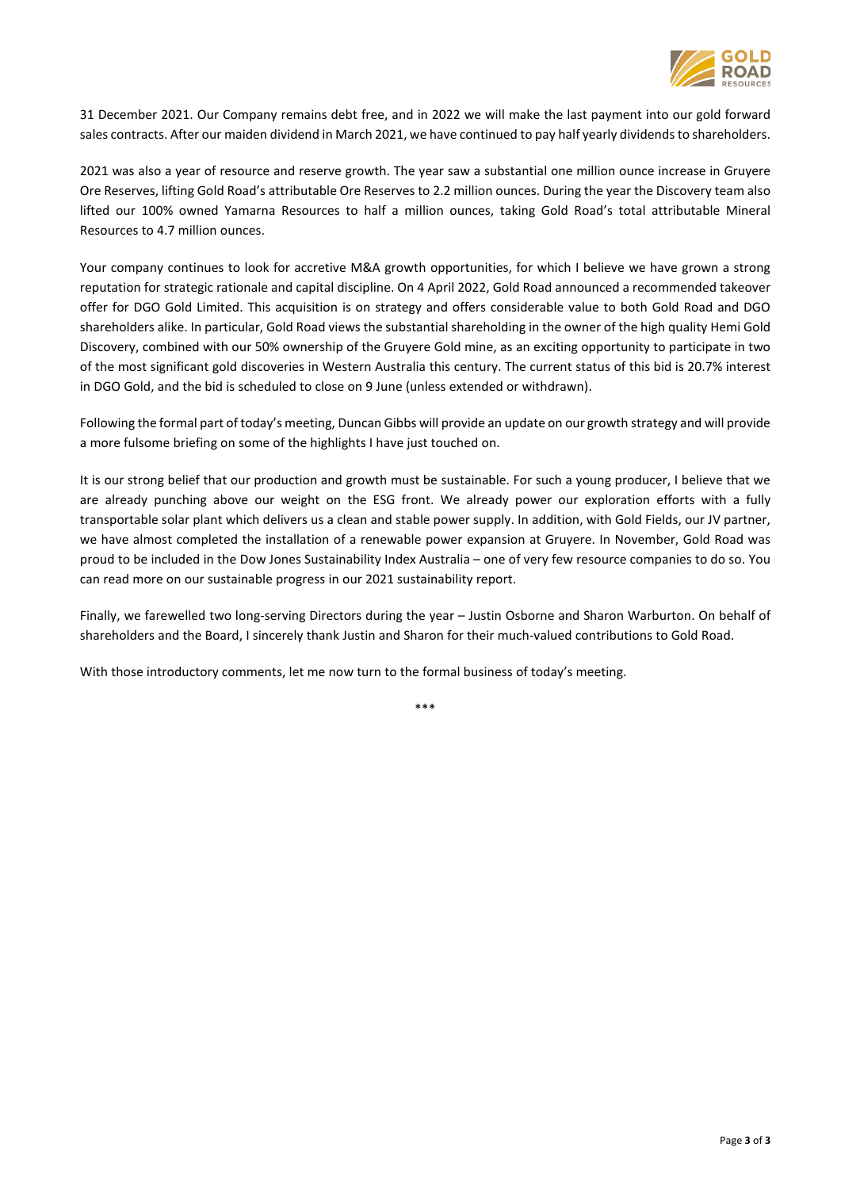31 December 2021. Our Company remains debt free, and in 2022 we will make the last payment into our gold forward sales contracts. After our maiden dividend in March 2021, we have continued to pay half yearly dividends to shareholders.

2021 was also a year of resource and reserve growth. The year saw a substantial one million ounce increase in Gruyere Ore Reserves, lifting Gold Road's attributable Ore Reserves to 2.2 million ounces. During the year the Discovery team also lifted our 100% owned Yamarna Resources to half a million ounces, taking Gold Road's total attributable Mineral Resources to 4.7 million ounces.

Your company continues to look for accretive M&A growth opportunities, for which I believe we have grown a strong reputation for strategic rationale and capital discipline. On 4 April 2022, Gold Road announced a recommended takeover offer for DGO Gold Limited. This acquisition is on strategy and offers considerable value to both Gold Road and DGO shareholders alike. In particular, Gold Road views the substantial shareholding in the owner of the high quality Hemi Gold Discovery, combined with our 50% ownership of the Gruyere Gold mine, as an exciting opportunity to participate in two of the most significant gold discoveries in Western Australia this century. The current status of this bid is 20.7% interest in DGO Gold, and the bid is scheduled to close on 9 June (unless extended or withdrawn).

Following the formal part of today's meeting, Duncan Gibbs will provide an update on our growth strategy and will provide a more fulsome briefing on some of the highlights I have just touched on.

It is our strong belief that our production and growth must be sustainable. For such a young producer, I believe that we are already punching above our weight on the ESG front. We already power our exploration efforts with a fully transportable solar plant which delivers us a clean and stable power supply. In addition, with Gold Fields, our JV partner, we have almost completed the installation of a renewable power expansion at Gruyere. In November, Gold Road was proud to be included in the Dow Jones Sustainability Index Australia – one of very few resource companies to do so. You can read more on our sustainable progress in our 2021 sustainability report.

Finally, we farewelled two long-serving Directors during the year – Justin Osborne and Sharon Warburton. On behalf of shareholders and the Board, I sincerely thank Justin and Sharon for their much-valued contributions to Gold Road.

With those introductory comments, let me now turn to the formal business of today's meeting.

***